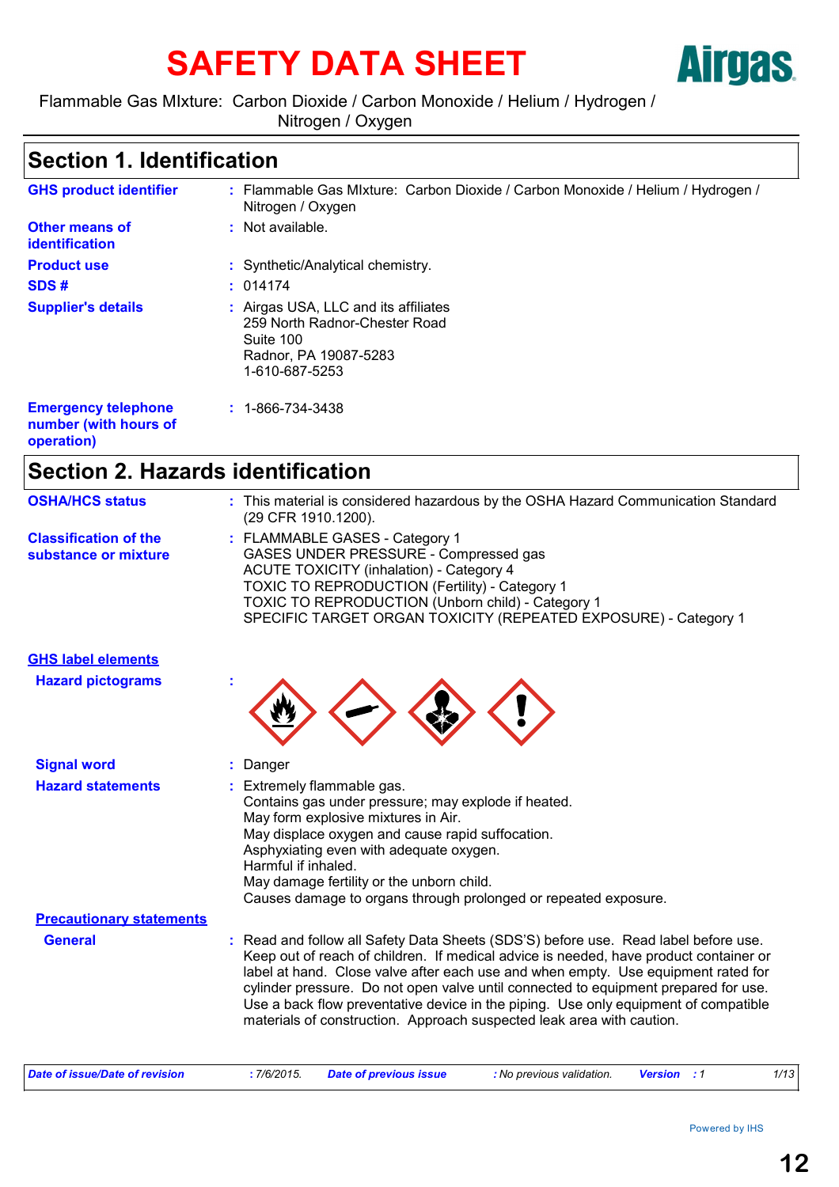# SAFETY DATA SHEET

Airgas

Flammable Gas MIxture: Carbon Dioxide / Carbon Monoxide / Helium / Hydrogen / Nitrogen / Oxygen

## Section 1. Identification

**GHS product identifier** : Flammable Gas MIxture: Carbon Dioxide / Carbon Monoxide / Helium / Hydrogen / Nitrogen / Oxygen

**Other means of identification** : Not available.

**Product use** : Synthetic/Analytical chemistry.

**SDS #** : 014174

**Supplier's details** : Airgas USA, LLC and its affiliates
259 North Radnor-Chester Road
Suite 100
Radnor, PA 19087-5283
1-610-687-5253

**Emergency telephone number (with hours of operation)** : 1-866-734-3438

## Section 2. Hazards identification

**OSHA/HCS status** : This material is considered hazardous by the OSHA Hazard Communication Standard (29 CFR 1910.1200).

**Classification of the substance or mixture** : FLAMMABLE GASES - Category 1
GASES UNDER PRESSURE - Compressed gas
ACUTE TOXICITY (inhalation) - Category 4
TOXIC TO REPRODUCTION (Fertility) - Category 1
TOXIC TO REPRODUCTION (Unborn child) - Category 1
SPECIFIC TARGET ORGAN TOXICITY (REPEATED EXPOSURE) - Category 1

**GHS label elements**

**Hazard pictograms** :

**Signal word** : Danger

**Hazard statements** : Extremely flammable gas.
Contains gas under pressure; may explode if heated.
May form explosive mixtures in Air.
May displace oxygen and cause rapid suffocation.
Asphyxiating even with adequate oxygen.
Harmful if inhaled.
May damage fertility or the unborn child.
Causes damage to organs through prolonged or repeated exposure.

**Precautionary statements**

**General** : Read and follow all Safety Data Sheets (SDS'S) before use. Read label before use. Keep out of reach of children. If medical advice is needed, have product container or label at hand. Close valve after each use and when empty. Use equipment rated for cylinder pressure. Do not open valve until connected to equipment prepared for use. Use a back flow preventative device in the piping. Use only equipment of compatible materials of construction. Approach suspected leak area with caution.

*Date of issue/Date of revision* : 7/6/2015. *Date of previous issue* : No previous validation. *Version* : 1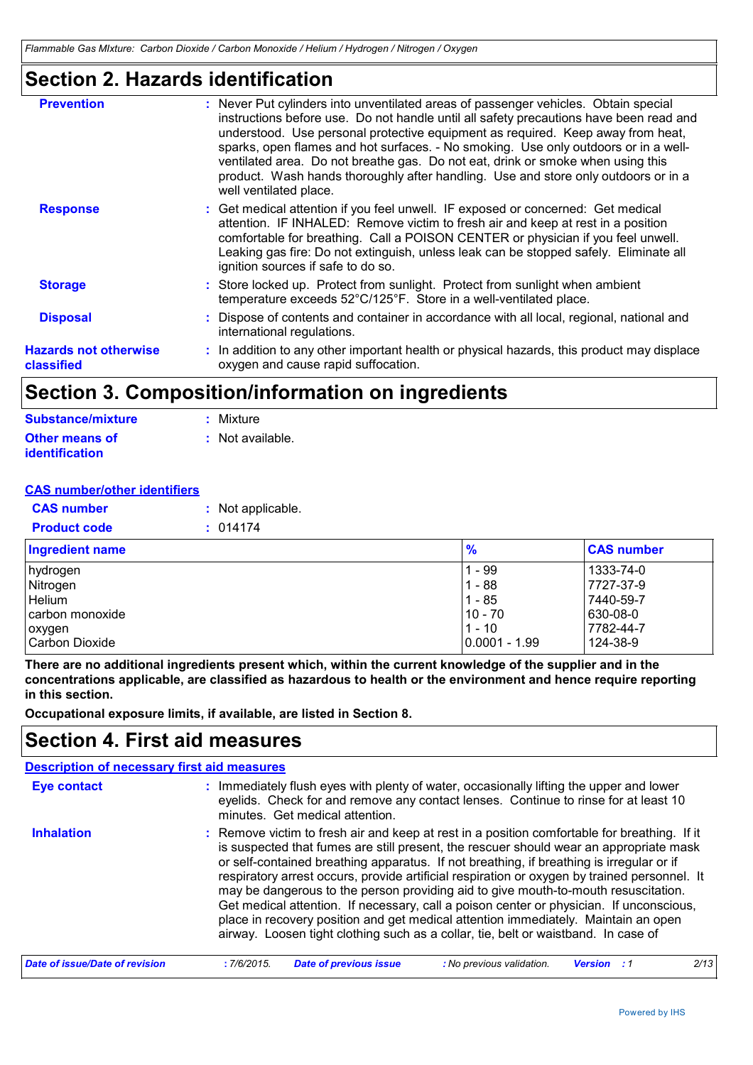## Section 2. Hazards identification

**Prevention** : Never Put cylinders into unventilated areas of passenger vehicles. Obtain special instructions before use. Do not handle until all safety precautions have been read and understood. Use personal protective equipment as required. Keep away from heat, sparks, open flames and hot surfaces. - No smoking. Use only outdoors or in a well-ventilated area. Do not breathe gas. Do not eat, drink or smoke when using this product. Wash hands thoroughly after handling. Use and store only outdoors or in a well ventilated place.

**Response** : Get medical attention if you feel unwell. IF exposed or concerned: Get medical attention. IF INHALED: Remove victim to fresh air and keep at rest in a position comfortable for breathing. Call a POISON CENTER or physician if you feel unwell. Leaking gas fire: Do not extinguish, unless leak can be stopped safely. Eliminate all ignition sources if safe to do so.

**Storage** : Store locked up. Protect from sunlight. Protect from sunlight when ambient temperature exceeds 52°C/125°F. Store in a well-ventilated place.

**Disposal** : Dispose of contents and container in accordance with all local, regional, national and international regulations.

**Hazards not otherwise classified** : In addition to any other important health or physical hazards, this product may displace oxygen and cause rapid suffocation.

## Section 3. Composition/information on ingredients

**Substance/mixture** : Mixture

**Other means of identification** : Not available.

**CAS number/other identifiers**

**CAS number** : Not applicable.

**Product code** : 014174

| Ingredient name | % | CAS number |
|---|---|---|
| hydrogen | 1 - 99 | 1333-74-0 |
| Nitrogen | 1 - 88 | 7727-37-9 |
| Helium | 1 - 85 | 7440-59-7 |
| carbon monoxide | 10 - 70 | 630-08-0 |
| oxygen | 1 - 10 | 7782-44-7 |
| Carbon Dioxide | 0.0001 - 1.99 | 124-38-9 |

**There are no additional ingredients present which, within the current knowledge of the supplier and in the concentrations applicable, are classified as hazardous to health or the environment and hence require reporting in this section.**

**Occupational exposure limits, if available, are listed in Section 8.**

## Section 4. First aid measures

**Description of necessary first aid measures**

**Eye contact** : Immediately flush eyes with plenty of water, occasionally lifting the upper and lower eyelids. Check for and remove any contact lenses. Continue to rinse for at least 10 minutes. Get medical attention.

**Inhalation** : Remove victim to fresh air and keep at rest in a position comfortable for breathing. If it is suspected that fumes are still present, the rescuer should wear an appropriate mask or self-contained breathing apparatus. If not breathing, if breathing is irregular or if respiratory arrest occurs, provide artificial respiration or oxygen by trained personnel. It may be dangerous to the person providing aid to give mouth-to-mouth resuscitation. Get medical attention. If necessary, call a poison center or physician. If unconscious, place in recovery position and get medical attention immediately. Maintain an open airway. Loosen tight clothing such as a collar, tie, belt or waistband. In case of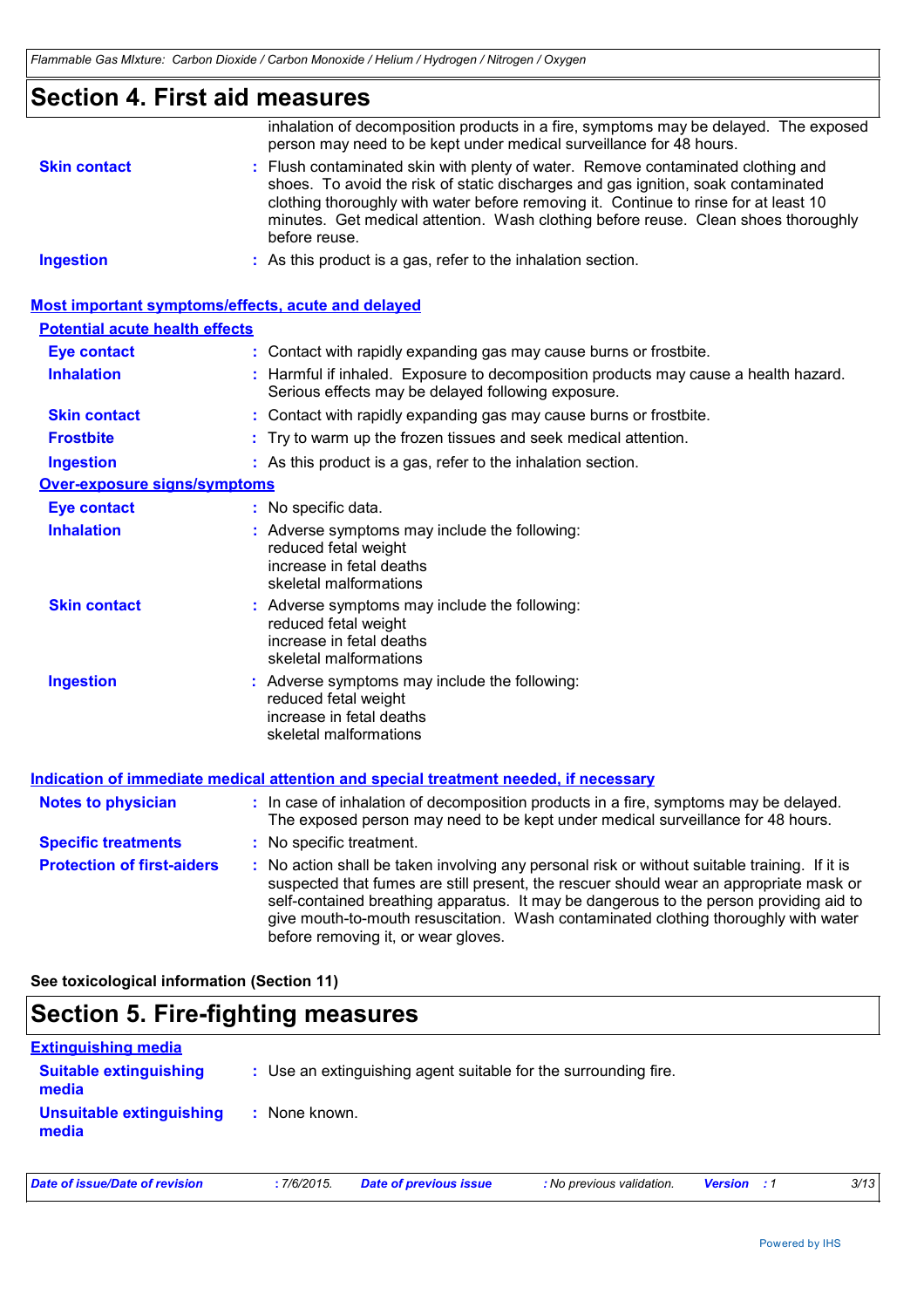# Section 4. First aid measures

| | |
|---|---|
| | inhalation of decomposition products in a fire, symptoms may be delayed. The exposed person may need to be kept under medical surveillance for 48 hours. |
| **Skin contact** | Flush contaminated skin with plenty of water. Remove contaminated clothing and shoes. To avoid the risk of static discharges and gas ignition, soak contaminated clothing thoroughly with water before removing it. Continue to rinse for at least 10 minutes. Get medical attention. Wash clothing before reuse. Clean shoes thoroughly before reuse. |
| **Ingestion** | As this product is a gas, refer to the inhalation section. |

## Most important symptoms/effects, acute and delayed

### Potential acute health effects

| | |
|---|---|
| **Eye contact** | Contact with rapidly expanding gas may cause burns or frostbite. |
| **Inhalation** | Harmful if inhaled. Exposure to decomposition products may cause a health hazard. Serious effects may be delayed following exposure. |
| **Skin contact** | Contact with rapidly expanding gas may cause burns or frostbite. |
| **Frostbite** | Try to warm up the frozen tissues and seek medical attention. |
| **Ingestion** | As this product is a gas, refer to the inhalation section. |

### Over-exposure signs/symptoms

| | |
|---|---|
| **Eye contact** | No specific data. |
| **Inhalation** | Adverse symptoms may include the following:<br>reduced fetal weight<br>increase in fetal deaths<br>skeletal malformations |
| **Skin contact** | Adverse symptoms may include the following:<br>reduced fetal weight<br>increase in fetal deaths<br>skeletal malformations |
| **Ingestion** | Adverse symptoms may include the following:<br>reduced fetal weight<br>increase in fetal deaths<br>skeletal malformations |

## Indication of immediate medical attention and special treatment needed, if necessary

| | |
|---|---|
| **Notes to physician** | In case of inhalation of decomposition products in a fire, symptoms may be delayed. The exposed person may need to be kept under medical surveillance for 48 hours. |
| **Specific treatments** | No specific treatment. |
| **Protection of first-aiders** | No action shall be taken involving any personal risk or without suitable training. If it is suspected that fumes are still present, the rescuer should wear an appropriate mask or self-contained breathing apparatus. It may be dangerous to the person providing aid to give mouth-to-mouth resuscitation. Wash contaminated clothing thoroughly with water before removing it, or wear gloves. |

**See toxicological information (Section 11)**

# Section 5. Fire-fighting measures

## Extinguishing media

| | |
|---|---|
| **Suitable extinguishing media** | Use an extinguishing agent suitable for the surrounding fire. |
| **Unsuitable extinguishing media** | None known. |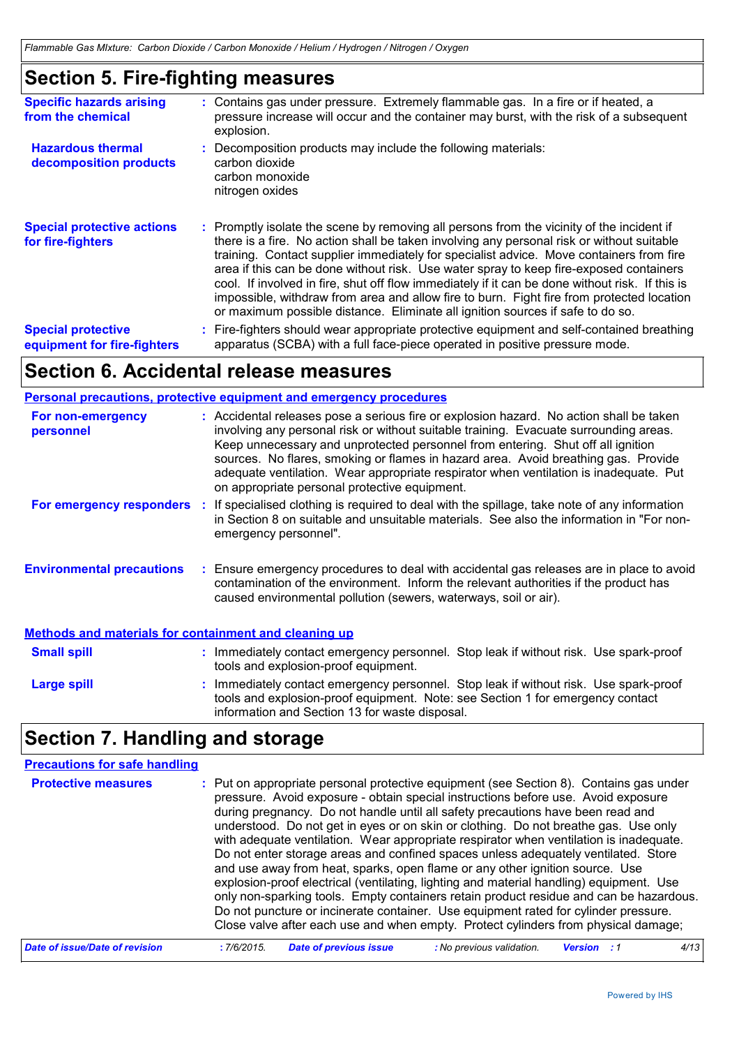## Section 5. Fire-fighting measures

**Specific hazards arising from the chemical** : Contains gas under pressure. Extremely flammable gas. In a fire or if heated, a pressure increase will occur and the container may burst, with the risk of a subsequent explosion.

**Hazardous thermal decomposition products** : Decomposition products may include the following materials:
carbon dioxide
carbon monoxide
nitrogen oxides

**Special protective actions for fire-fighters** : Promptly isolate the scene by removing all persons from the vicinity of the incident if there is a fire. No action shall be taken involving any personal risk or without suitable training. Contact supplier immediately for specialist advice. Move containers from fire area if this can be done without risk. Use water spray to keep fire-exposed containers cool. If involved in fire, shut off flow immediately if it can be done without risk. If this is impossible, withdraw from area and allow fire to burn. Fight fire from protected location or maximum possible distance. Eliminate all ignition sources if safe to do so.

**Special protective equipment for fire-fighters** : Fire-fighters should wear appropriate protective equipment and self-contained breathing apparatus (SCBA) with a full face-piece operated in positive pressure mode.

## Section 6. Accidental release measures

### Personal precautions, protective equipment and emergency procedures

**For non-emergency personnel** : Accidental releases pose a serious fire or explosion hazard. No action shall be taken involving any personal risk or without suitable training. Evacuate surrounding areas. Keep unnecessary and unprotected personnel from entering. Shut off all ignition sources. No flares, smoking or flames in hazard area. Avoid breathing gas. Provide adequate ventilation. Wear appropriate respirator when ventilation is inadequate. Put on appropriate personal protective equipment.

**For emergency responders** : If specialised clothing is required to deal with the spillage, take note of any information in Section 8 on suitable and unsuitable materials. See also the information in "For non-emergency personnel".

**Environmental precautions** : Ensure emergency procedures to deal with accidental gas releases are in place to avoid contamination of the environment. Inform the relevant authorities if the product has caused environmental pollution (sewers, waterways, soil or air).

### Methods and materials for containment and cleaning up

**Small spill** : Immediately contact emergency personnel. Stop leak if without risk. Use spark-proof tools and explosion-proof equipment.

**Large spill** : Immediately contact emergency personnel. Stop leak if without risk. Use spark-proof tools and explosion-proof equipment. Note: see Section 1 for emergency contact information and Section 13 for waste disposal.

## Section 7. Handling and storage

### Precautions for safe handling

**Protective measures** : Put on appropriate personal protective equipment (see Section 8). Contains gas under pressure. Avoid exposure - obtain special instructions before use. Avoid exposure during pregnancy. Do not handle until all safety precautions have been read and understood. Do not get in eyes or on skin or clothing. Do not breathe gas. Use only with adequate ventilation. Wear appropriate respirator when ventilation is inadequate. Do not enter storage areas and confined spaces unless adequately ventilated. Store and use away from heat, sparks, open flame or any other ignition source. Use explosion-proof electrical (ventilating, lighting and material handling) equipment. Use only non-sparking tools. Empty containers retain product residue and can be hazardous. Do not puncture or incinerate container. Use equipment rated for cylinder pressure. Close valve after each use and when empty. Protect cylinders from physical damage;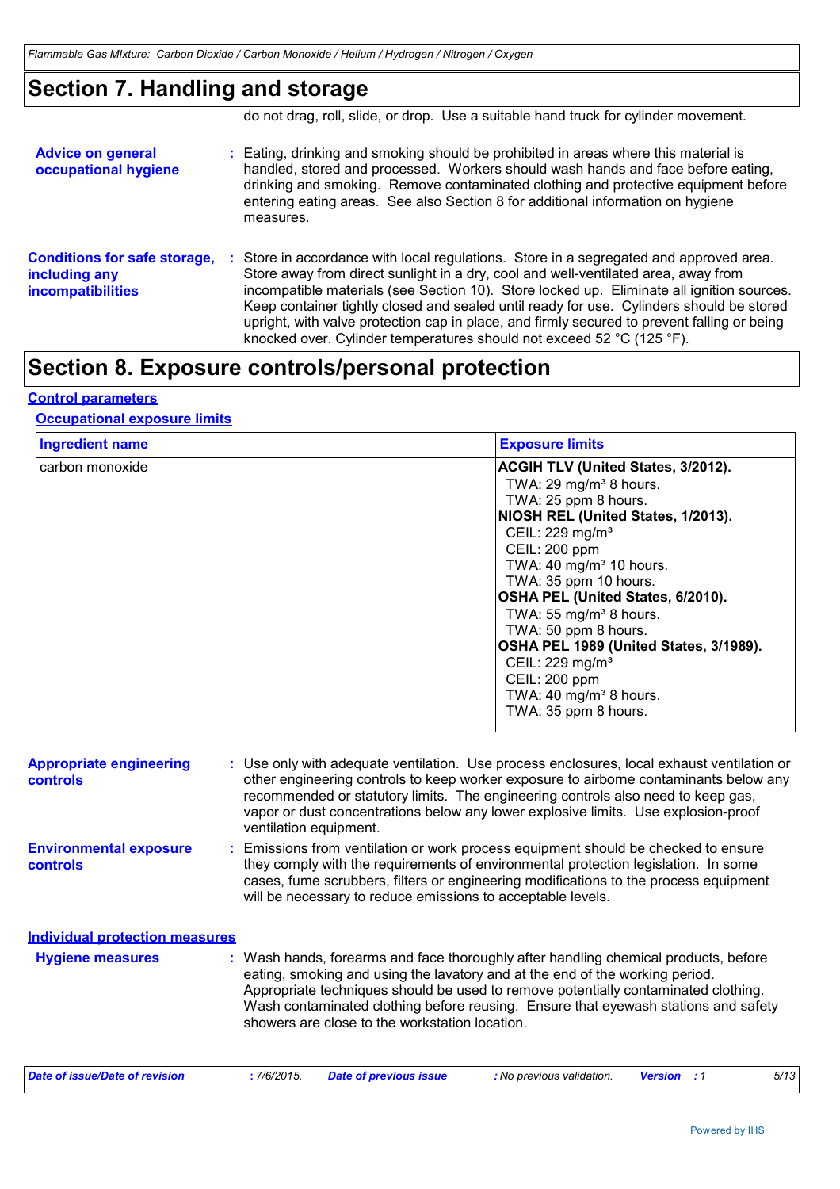## Section 7. Handling and storage

do not drag, roll, slide, or drop. Use a suitable hand truck for cylinder movement.

**Advice on general occupational hygiene** : Eating, drinking and smoking should be prohibited in areas where this material is handled, stored and processed. Workers should wash hands and face before eating, drinking and smoking. Remove contaminated clothing and protective equipment before entering eating areas. See also Section 8 for additional information on hygiene measures.

**Conditions for safe storage, including any incompatibilities** : Store in accordance with local regulations. Store in a segregated and approved area. Store away from direct sunlight in a dry, cool and well-ventilated area, away from incompatible materials (see Section 10). Store locked up. Eliminate all ignition sources. Keep container tightly closed and sealed until ready for use. Cylinders should be stored upright, with valve protection cap in place, and firmly secured to prevent falling or being knocked over. Cylinder temperatures should not exceed 52 °C (125 °F).

## Section 8. Exposure controls/personal protection

### Control parameters

#### Occupational exposure limits

| Ingredient name | Exposure limits |
|---|---|
| carbon monoxide | **ACGIH TLV (United States, 3/2012).**<br>TWA: 29 mg/m³ 8 hours.<br>TWA: 25 ppm 8 hours.<br>**NIOSH REL (United States, 1/2013).**<br>CEIL: 229 mg/m³<br>CEIL: 200 ppm<br>TWA: 40 mg/m³ 10 hours.<br>TWA: 35 ppm 10 hours.<br>**OSHA PEL (United States, 6/2010).**<br>TWA: 55 mg/m³ 8 hours.<br>TWA: 50 ppm 8 hours.<br>**OSHA PEL 1989 (United States, 3/1989).**<br>CEIL: 229 mg/m³<br>CEIL: 200 ppm<br>TWA: 40 mg/m³ 8 hours.<br>TWA: 35 ppm 8 hours. |

**Appropriate engineering controls** : Use only with adequate ventilation. Use process enclosures, local exhaust ventilation or other engineering controls to keep worker exposure to airborne contaminants below any recommended or statutory limits. The engineering controls also need to keep gas, vapor or dust concentrations below any lower explosive limits. Use explosion-proof ventilation equipment.

**Environmental exposure controls** : Emissions from ventilation or work process equipment should be checked to ensure they comply with the requirements of environmental protection legislation. In some cases, fume scrubbers, filters or engineering modifications to the process equipment will be necessary to reduce emissions to acceptable levels.

### Individual protection measures

**Hygiene measures** : Wash hands, forearms and face thoroughly after handling chemical products, before eating, smoking and using the lavatory and at the end of the working period. Appropriate techniques should be used to remove potentially contaminated clothing. Wash contaminated clothing before reusing. Ensure that eyewash stations and safety showers are close to the workstation location.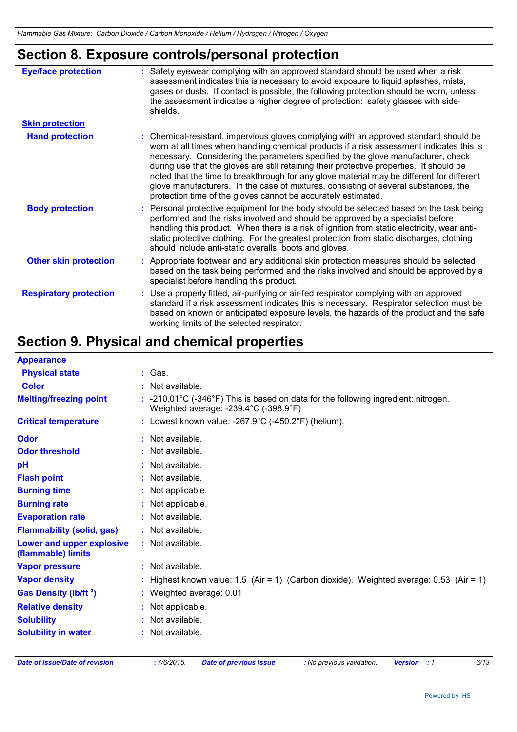## Section 8. Exposure controls/personal protection

| | |
|---|---|
| **Eye/face protection** | : Safety eyewear complying with an approved standard should be used when a risk assessment indicates this is necessary to avoid exposure to liquid splashes, mists, gases or dusts. If contact is possible, the following protection should be worn, unless the assessment indicates a higher degree of protection: safety glasses with side-shields. |
| **Skin protection** | |
| **Hand protection** | : Chemical-resistant, impervious gloves complying with an approved standard should be worn at all times when handling chemical products if a risk assessment indicates this is necessary. Considering the parameters specified by the glove manufacturer, check during use that the gloves are still retaining their protective properties. It should be noted that the time to breakthrough for any glove material may be different for different glove manufacturers. In the case of mixtures, consisting of several substances, the protection time of the gloves cannot be accurately estimated. |
| **Body protection** | : Personal protective equipment for the body should be selected based on the task being performed and the risks involved and should be approved by a specialist before handling this product. When there is a risk of ignition from static electricity, wear anti-static protective clothing. For the greatest protection from static discharges, clothing should include anti-static overalls, boots and gloves. |
| **Other skin protection** | : Appropriate footwear and any additional skin protection measures should be selected based on the task being performed and the risks involved and should be approved by a specialist before handling this product. |
| **Respiratory protection** | : Use a properly fitted, air-purifying or air-fed respirator complying with an approved standard if a risk assessment indicates this is necessary. Respirator selection must be based on known or anticipated exposure levels, the hazards of the product and the safe working limits of the selected respirator. |

## Section 9. Physical and chemical properties

| | |
|---|---|
| **Appearance** | |
| **Physical state** | : Gas. |
| **Color** | : Not available. |
| **Melting/freezing point** | : -210.01°C (-346°F) This is based on data for the following ingredient: nitrogen. Weighted average: -239.4°C (-398.9°F) |
| **Critical temperature** | : Lowest known value: -267.9°C (-450.2°F) (helium). |
| **Odor** | : Not available. |
| **Odor threshold** | : Not available. |
| **pH** | : Not available. |
| **Flash point** | : Not available. |
| **Burning time** | : Not applicable. |
| **Burning rate** | : Not applicable. |
| **Evaporation rate** | : Not available. |
| **Flammability (solid, gas)** | : Not available. |
| **Lower and upper explosive (flammable) limits** | : Not available. |
| **Vapor pressure** | : Not available. |
| **Vapor density** | : Highest known value: 1.5 (Air = 1) (Carbon dioxide). Weighted average: 0.53 (Air = 1) |
| **Gas Density ($lb/ft^3$)** | : Weighted average: 0.01 |
| **Relative density** | : Not applicable. |
| **Solubility** | : Not available. |
| **Solubility in water** | : Not available. |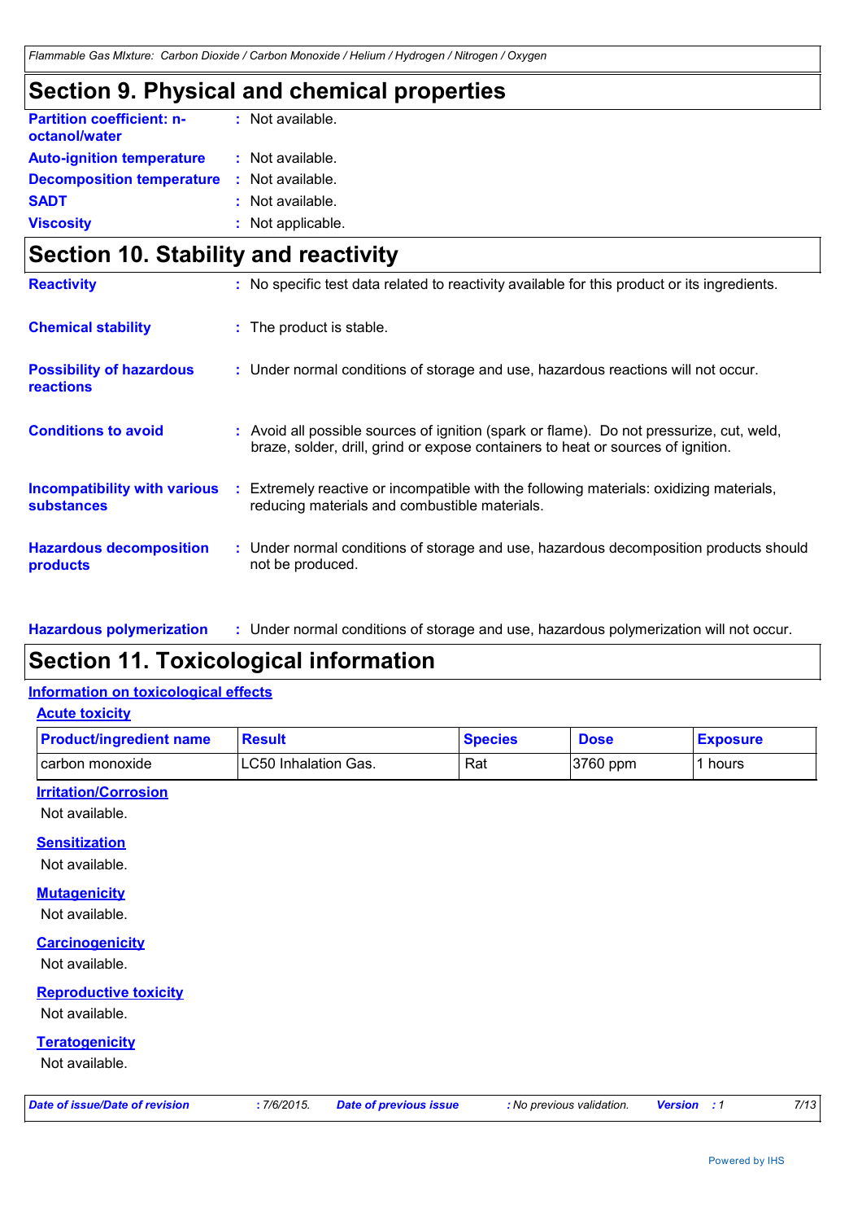## Section 9. Physical and chemical properties

**Partition coefficient: n-octanol/water** : Not available.

**Auto-ignition temperature** : Not available.

**Decomposition temperature** : Not available.

**SADT** : Not available.

**Viscosity** : Not applicable.

## Section 10. Stability and reactivity

**Reactivity** : No specific test data related to reactivity available for this product or its ingredients.

**Chemical stability** : The product is stable.

**Possibility of hazardous reactions** : Under normal conditions of storage and use, hazardous reactions will not occur.

**Conditions to avoid** : Avoid all possible sources of ignition (spark or flame). Do not pressurize, cut, weld, braze, solder, drill, grind or expose containers to heat or sources of ignition.

**Incompatibility with various substances** : Extremely reactive or incompatible with the following materials: oxidizing materials, reducing materials and combustible materials.

**Hazardous decomposition products** : Under normal conditions of storage and use, hazardous decomposition products should not be produced.

**Hazardous polymerization** : Under normal conditions of storage and use, hazardous polymerization will not occur.

## Section 11. Toxicological information

### Information on toxicological effects

#### Acute toxicity

| Product/ingredient name | Result | Species | Dose | Exposure |
|---|---|---|---|---|
| carbon monoxide | LC50 Inhalation Gas. | Rat | 3760 ppm | 1 hours |

#### Irritation/Corrosion

Not available.

#### Sensitization

Not available.

#### Mutagenicity

Not available.

#### Carcinogenicity

Not available.

#### Reproductive toxicity

Not available.

#### Teratogenicity

Not available.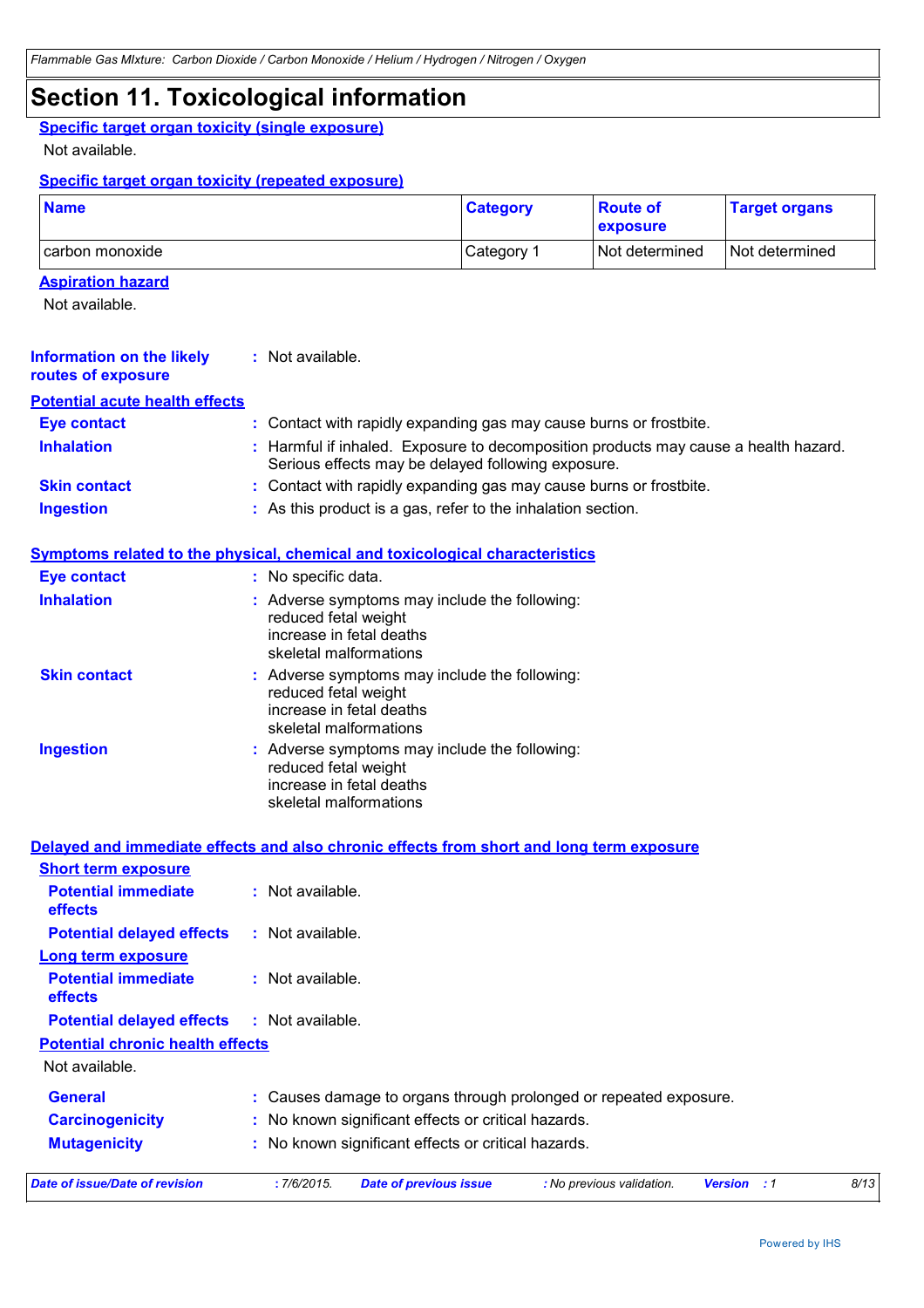# Section 11. Toxicological information

### Specific target organ toxicity (single exposure)

Not available.

### Specific target organ toxicity (repeated exposure)

| Name | Category | Route of exposure | Target organs |
|---|---|---|---|
| carbon monoxide | Category 1 | Not determined | Not determined |

### Aspiration hazard

Not available.

**Information on the likely routes of exposure** : Not available.

### Potential acute health effects

**Eye contact** : Contact with rapidly expanding gas may cause burns or frostbite.

**Inhalation** : Harmful if inhaled. Exposure to decomposition products may cause a health hazard. Serious effects may be delayed following exposure.

**Skin contact** : Contact with rapidly expanding gas may cause burns or frostbite.

**Ingestion** : As this product is a gas, refer to the inhalation section.

### Symptoms related to the physical, chemical and toxicological characteristics

**Eye contact** : No specific data.

**Inhalation** : Adverse symptoms may include the following:
reduced fetal weight
increase in fetal deaths
skeletal malformations

**Skin contact** : Adverse symptoms may include the following:
reduced fetal weight
increase in fetal deaths
skeletal malformations

**Ingestion** : Adverse symptoms may include the following:
reduced fetal weight
increase in fetal deaths
skeletal malformations

### Delayed and immediate effects and also chronic effects from short and long term exposure

#### Short term exposure

**Potential immediate effects** : Not available.

**Potential delayed effects** : Not available.

#### Long term exposure

**Potential immediate effects** : Not available.

**Potential delayed effects** : Not available.

#### Potential chronic health effects

Not available.

**General** : Causes damage to organs through prolonged or repeated exposure.

**Carcinogenicity** : No known significant effects or critical hazards.

**Mutagenicity** : No known significant effects or critical hazards.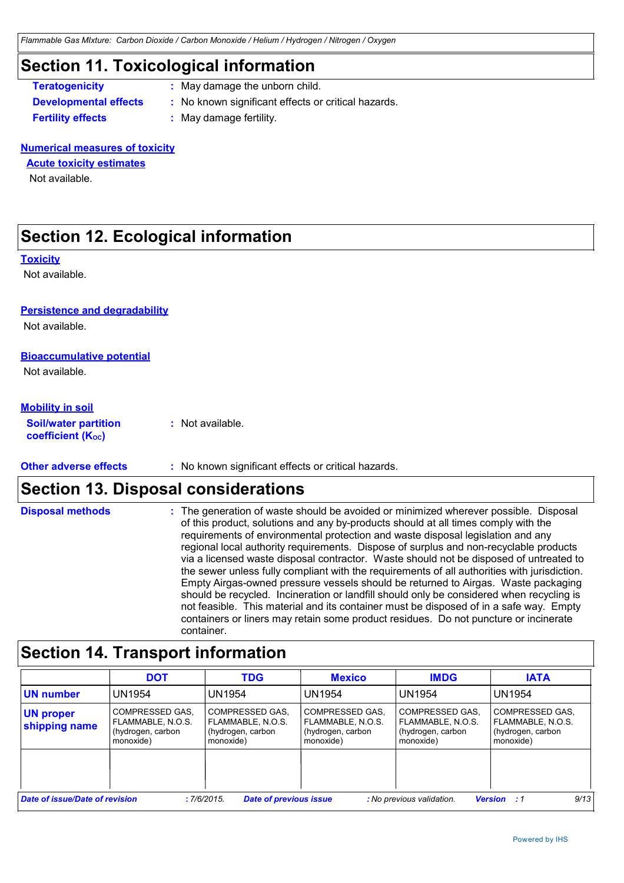## Section 11. Toxicological information

**Teratogenicity** : May damage the unborn child.

**Developmental effects** : No known significant effects or critical hazards.

**Fertility effects** : May damage fertility.

**Numerical measures of toxicity**

**Acute toxicity estimates**

Not available.

## Section 12. Ecological information

**Toxicity**

Not available.

**Persistence and degradability**

Not available.

**Bioaccumulative potential**

Not available.

**Mobility in soil**

**Soil/water partition coefficient ($K_{OC}$)** : Not available.

**Other adverse effects** : No known significant effects or critical hazards.

## Section 13. Disposal considerations

**Disposal methods** : The generation of waste should be avoided or minimized wherever possible. Disposal of this product, solutions and any by-products should at all times comply with the requirements of environmental protection and waste disposal legislation and any regional local authority requirements. Dispose of surplus and non-recyclable products via a licensed waste disposal contractor. Waste should not be disposed of untreated to the sewer unless fully compliant with the requirements of all authorities with jurisdiction. Empty Airgas-owned pressure vessels should be returned to Airgas. Waste packaging should be recycled. Incineration or landfill should only be considered when recycling is not feasible. This material and its container must be disposed of in a safe way. Empty containers or liners may retain some product residues. Do not puncture or incinerate container.

## Section 14. Transport information

| | DOT | TDG | Mexico | IMDG | IATA |
|---|---|---|---|---|---|
| **UN number** | UN1954 | UN1954 | UN1954 | UN1954 | UN1954 |
| **UN proper shipping name** | COMPRESSED GAS, FLAMMABLE, N.O.S. (hydrogen, carbon monoxide) | COMPRESSED GAS, FLAMMABLE, N.O.S. (hydrogen, carbon monoxide) | COMPRESSED GAS, FLAMMABLE, N.O.S. (hydrogen, carbon monoxide) | COMPRESSED GAS, FLAMMABLE, N.O.S. (hydrogen, carbon monoxide) | COMPRESSED GAS, FLAMMABLE, N.O.S. (hydrogen, carbon monoxide) |
| | | | | | |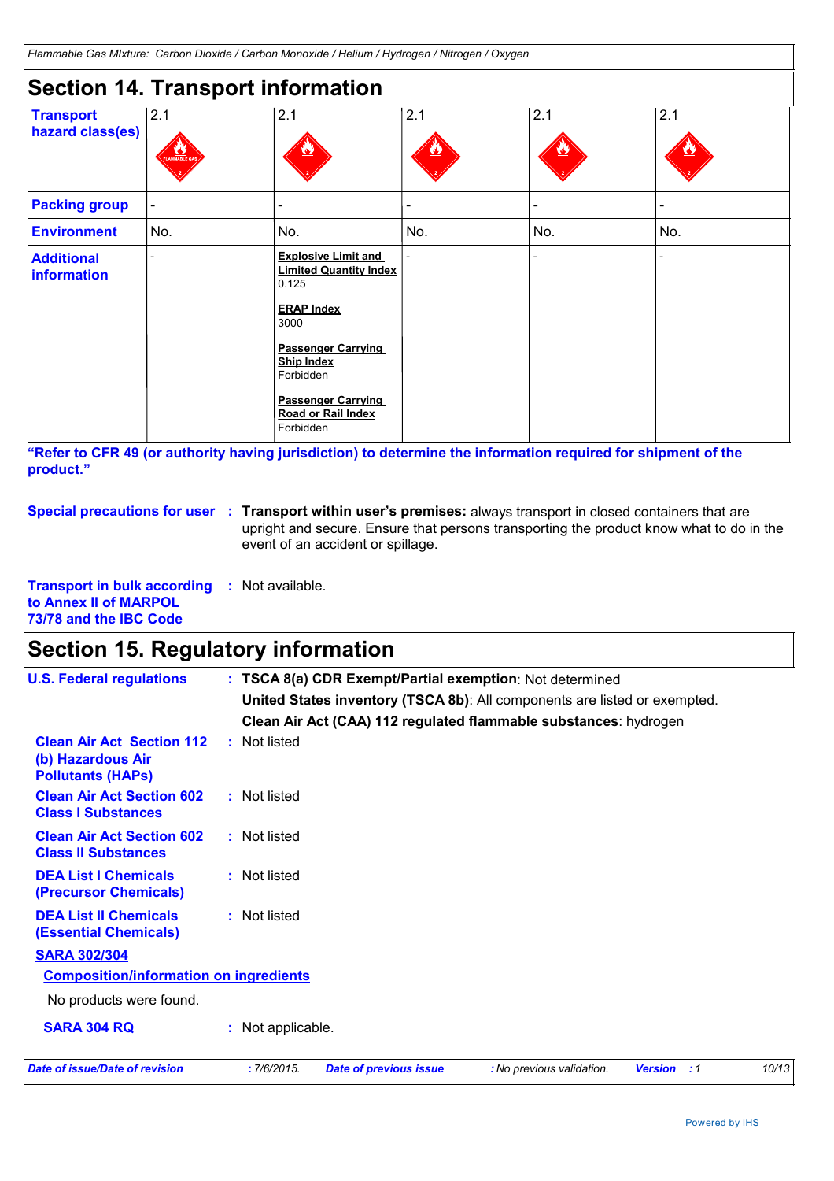## Section 14. Transport information

| | | | | | |
|---|---|---|---|---|---|
| **Transport hazard class(es)** | 2.1 | 2.1 | 2.1 | 2.1 | 2.1 |
| **Packing group** | - | - | - | - | - |
| **Environment** | No. | No. | No. | No. | No. |
| **Additional information** | - | **Explosive Limit and Limited Quantity Index** 0.125 **ERAP Index** 3000 **Passenger Carrying Ship Index** Forbidden **Passenger Carrying Road or Rail Index** Forbidden | - | - | - |

**"Refer to CFR 49 (or authority having jurisdiction) to determine the information required for shipment of the product."**

**Special precautions for user** : **Transport within user's premises:** always transport in closed containers that are upright and secure. Ensure that persons transporting the product know what to do in the event of an accident or spillage.

**Transport in bulk according to Annex II of MARPOL 73/78 and the IBC Code** : Not available.

## Section 15. Regulatory information

**U.S. Federal regulations** : **TSCA 8(a) CDR Exempt/Partial exemption**: Not determined

**United States inventory (TSCA 8b)**: All components are listed or exempted.

**Clean Air Act (CAA) 112 regulated flammable substances**: hydrogen

**Clean Air Act Section 112 (b) Hazardous Air Pollutants (HAPs)** : Not listed

**Clean Air Act Section 602 Class I Substances** : Not listed

**Clean Air Act Section 602 Class II Substances** : Not listed

**DEA List I Chemicals (Precursor Chemicals)** : Not listed

**DEA List II Chemicals (Essential Chemicals)** : Not listed

**SARA 302/304**

**Composition/information on ingredients**

No products were found.

**SARA 304 RQ** : Not applicable.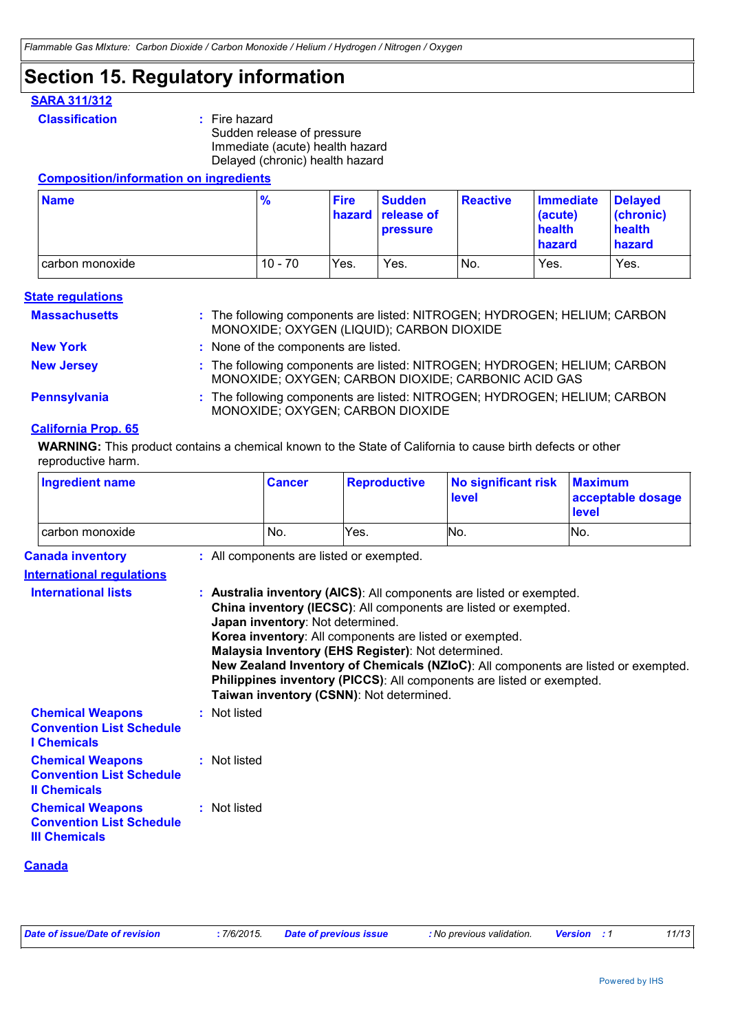# Section 15. Regulatory information

### SARA 311/312

**Classification** : Fire hazard
Sudden release of pressure
Immediate (acute) health hazard
Delayed (chronic) health hazard

#### Composition/information on ingredients

| Name | % | Fire hazard | Sudden release of pressure | Reactive | Immediate (acute) health hazard | Delayed (chronic) health hazard |
|---|---|---|---|---|---|---|
| carbon monoxide | 10 - 70 | Yes. | Yes. | No. | Yes. | Yes. |

### State regulations

**Massachusetts** : The following components are listed: NITROGEN; HYDROGEN; HELIUM; CARBON MONOXIDE; OXYGEN (LIQUID); CARBON DIOXIDE

**New York** : None of the components are listed.

**New Jersey** : The following components are listed: NITROGEN; HYDROGEN; HELIUM; CARBON MONOXIDE; OXYGEN; CARBON DIOXIDE; CARBONIC ACID GAS

**Pennsylvania** : The following components are listed: NITROGEN; HYDROGEN; HELIUM; CARBON MONOXIDE; OXYGEN; CARBON DIOXIDE

### California Prop. 65

**WARNING:** This product contains a chemical known to the State of California to cause birth defects or other reproductive harm.

| Ingredient name | Cancer | Reproductive | No significant risk level | Maximum acceptable dosage level |
|---|---|---|---|---|
| carbon monoxide | No. | Yes. | No. | No. |

**Canada inventory** : All components are listed or exempted.

### International regulations

**International lists** : **Australia inventory (AICS)**: All components are listed or exempted.
**China inventory (IECSC)**: All components are listed or exempted.
**Japan inventory**: Not determined.
**Korea inventory**: All components are listed or exempted.
**Malaysia Inventory (EHS Register)**: Not determined.
**New Zealand Inventory of Chemicals (NZIoC)**: All components are listed or exempted.
**Philippines inventory (PICCS)**: All components are listed or exempted.
**Taiwan inventory (CSNN)**: Not determined.

**Chemical Weapons Convention List Schedule I Chemicals** : Not listed

**Chemical Weapons Convention List Schedule II Chemicals** : Not listed

**Chemical Weapons Convention List Schedule III Chemicals** : Not listed

### Canada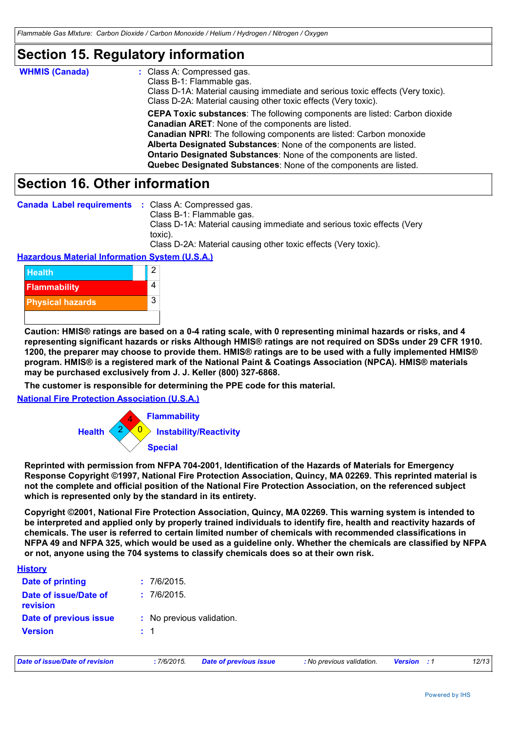# Section 15. Regulatory information

**WHMIS (Canada)** : Class A: Compressed gas.
Class B-1: Flammable gas.
Class D-1A: Material causing immediate and serious toxic effects (Very toxic).
Class D-2A: Material causing other toxic effects (Very toxic).

**CEPA Toxic substances**: The following components are listed: Carbon dioxide
**Canadian ARET**: None of the components are listed.
**Canadian NPRI**: The following components are listed: Carbon monoxide
**Alberta Designated Substances**: None of the components are listed.
**Ontario Designated Substances**: None of the components are listed.
**Quebec Designated Substances**: None of the components are listed.

# Section 16. Other information

**Canada Label requirements** : Class A: Compressed gas.
Class B-1: Flammable gas.
Class D-1A: Material causing immediate and serious toxic effects (Very toxic).
Class D-2A: Material causing other toxic effects (Very toxic).

**Hazardous Material Information System (U.S.A.)**

| | |
|---|---|
| Health | 2 |
| Flammability | 4 |
| Physical hazards | 3 |

**Caution: HMIS® ratings are based on a 0-4 rating scale, with 0 representing minimal hazards or risks, and 4 representing significant hazards or risks Although HMIS® ratings are not required on SDSs under 29 CFR 1910. 1200, the preparer may choose to provide them. HMIS® ratings are to be used with a fully implemented HMIS® program. HMIS® is a registered mark of the National Paint & Coatings Association (NPCA). HMIS® materials may be purchased exclusively from J. J. Keller (800) 327-6868.**

**The customer is responsible for determining the PPE code for this material.**

**National Fire Protection Association (U.S.A.)**

Flammability: 4
Health: 2
Instability/Reactivity: 0
Special:

**Reprinted with permission from NFPA 704-2001, Identification of the Hazards of Materials for Emergency Response Copyright ©1997, National Fire Protection Association, Quincy, MA 02269. This reprinted material is not the complete and official position of the National Fire Protection Association, on the referenced subject which is represented only by the standard in its entirety.**

**Copyright ©2001, National Fire Protection Association, Quincy, MA 02269. This warning system is intended to be interpreted and applied only by properly trained individuals to identify fire, health and reactivity hazards of chemicals. The user is referred to certain limited number of chemicals with recommended classifications in NFPA 49 and NFPA 325, which would be used as a guideline only. Whether the chemicals are classified by NFPA or not, anyone using the 704 systems to classify chemicals does so at their own risk.**

**History**

**Date of printing** : 7/6/2015.
**Date of issue/Date of revision** : 7/6/2015.
**Date of previous issue** : No previous validation.
**Version** : 1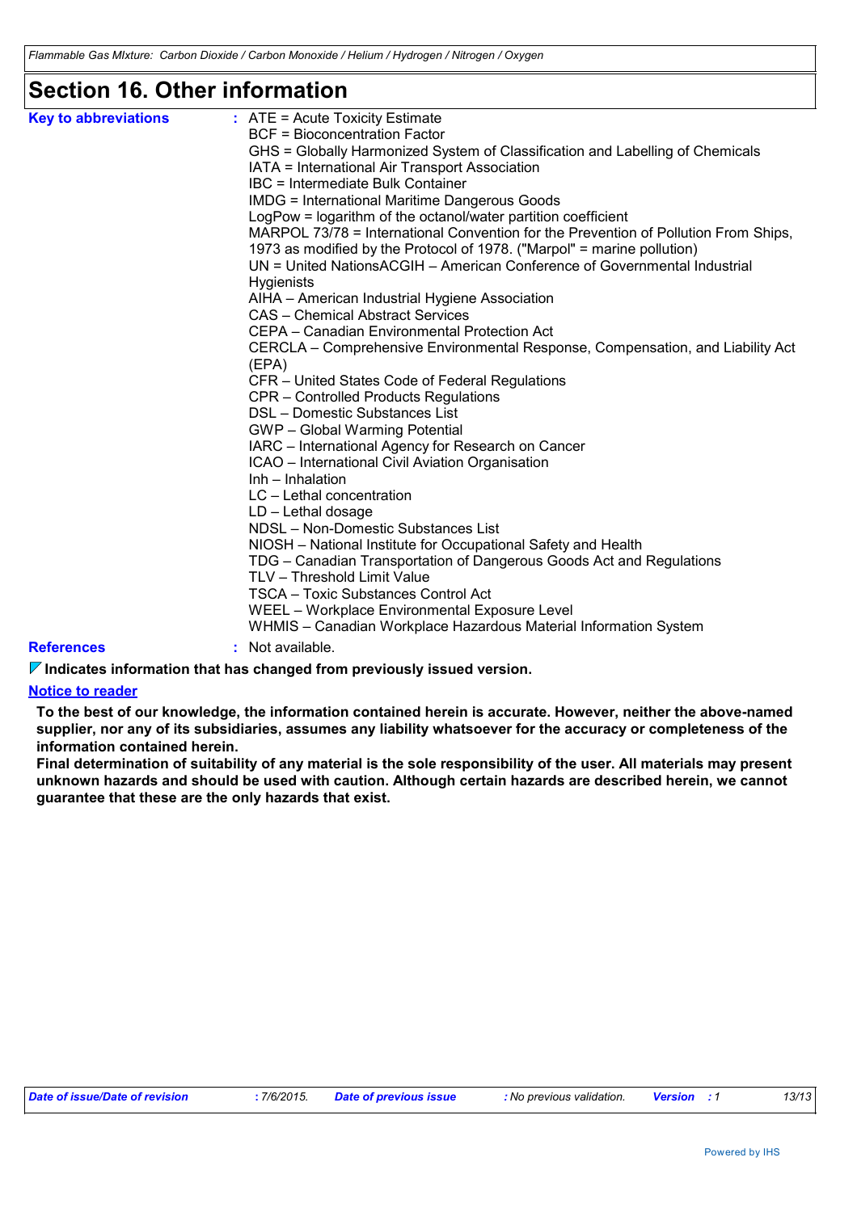# Section 16. Other information

**Key to abbreviations** : ATE = Acute Toxicity Estimate
BCF = Bioconcentration Factor
GHS = Globally Harmonized System of Classification and Labelling of Chemicals
IATA = International Air Transport Association
IBC = Intermediate Bulk Container
IMDG = International Maritime Dangerous Goods
LogPow = logarithm of the octanol/water partition coefficient
MARPOL 73/78 = International Convention for the Prevention of Pollution From Ships, 1973 as modified by the Protocol of 1978. ("Marpol" = marine pollution)
UN = United NationsACGIH – American Conference of Governmental Industrial Hygienists
AIHA – American Industrial Hygiene Association
CAS – Chemical Abstract Services
CEPA – Canadian Environmental Protection Act
CERCLA – Comprehensive Environmental Response, Compensation, and Liability Act (EPA)
CFR – United States Code of Federal Regulations
CPR – Controlled Products Regulations
DSL – Domestic Substances List
GWP – Global Warming Potential
IARC – International Agency for Research on Cancer
ICAO – International Civil Aviation Organisation
Inh – Inhalation
LC – Lethal concentration
LD – Lethal dosage
NDSL – Non-Domestic Substances List
NIOSH – National Institute for Occupational Safety and Health
TDG – Canadian Transportation of Dangerous Goods Act and Regulations
TLV – Threshold Limit Value
TSCA – Toxic Substances Control Act
WEEL – Workplace Environmental Exposure Level
WHMIS – Canadian Workplace Hazardous Material Information System

**References** : Not available.

**Indicates information that has changed from previously issued version.**

**Notice to reader**

**To the best of our knowledge, the information contained herein is accurate. However, neither the above-named supplier, nor any of its subsidiaries, assumes any liability whatsoever for the accuracy or completeness of the information contained herein.**

**Final determination of suitability of any material is the sole responsibility of the user. All materials may present unknown hazards and should be used with caution. Although certain hazards are described herein, we cannot guarantee that these are the only hazards that exist.**